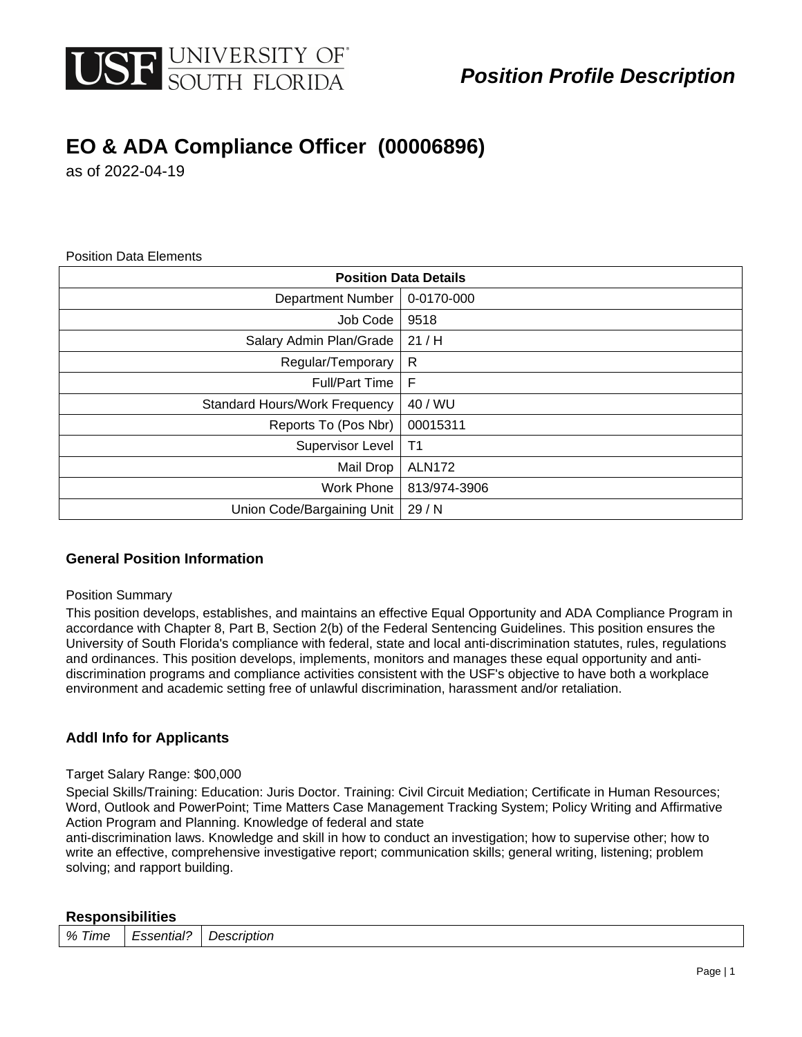USF UNIVERSITY OF SOUTH FLORIDA

***Position Profile Description***

# EO & ADA Compliance Officer (00006896)

as of 2022-04-19

Position Data Elements

| Position Data Details | |
|---|---|
| Department Number | 0-0170-000 |
| Job Code | 9518 |
| Salary Admin Plan/Grade | 21 / H |
| Regular/Temporary | R |
| Full/Part Time | F |
| Standard Hours/Work Frequency | 40 / WU |
| Reports To (Pos Nbr) | 00015311 |
| Supervisor Level | T1 |
| Mail Drop | ALN172 |
| Work Phone | 813/974-3906 |
| Union Code/Bargaining Unit | 29 / N |

## General Position Information

Position Summary

This position develops, establishes, and maintains an effective Equal Opportunity and ADA Compliance Program in accordance with Chapter 8, Part B, Section 2(b) of the Federal Sentencing Guidelines. This position ensures the University of South Florida's compliance with federal, state and local anti-discrimination statutes, rules, regulations and ordinances. This position develops, implements, monitors and manages these equal opportunity and anti-discrimination programs and compliance activities consistent with the USF's objective to have both a workplace environment and academic setting free of unlawful discrimination, harassment and/or retaliation.

## Addl Info for Applicants

Target Salary Range: $00,000

Special Skills/Training: Education: Juris Doctor. Training: Civil Circuit Mediation; Certificate in Human Resources; Word, Outlook and PowerPoint; Time Matters Case Management Tracking System; Policy Writing and Affirmative Action Program and Planning. Knowledge of federal and state anti-discrimination laws. Knowledge and skill in how to conduct an investigation; how to supervise other; how to write an effective, comprehensive investigative report; communication skills; general writing, listening; problem solving; and rapport building.

## Responsibilities

| *% Time* | *Essential?* | *Description* |
|---|---|---|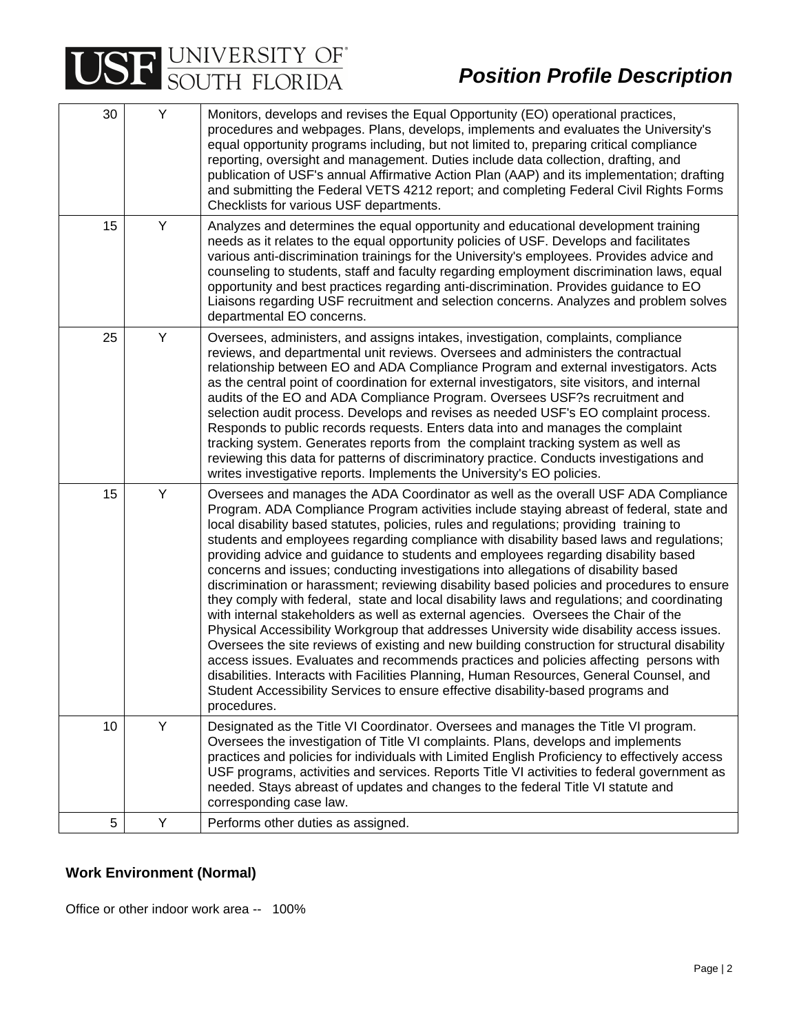| 30 | Y | Monitors, develops and revises the Equal Opportunity (EO) operational practices, procedures and webpages. Plans, develops, implements and evaluates the University's equal opportunity programs including, but not limited to, preparing critical compliance reporting, oversight and management. Duties include data collection, drafting, and publication of USF's annual Affirmative Action Plan (AAP) and its implementation; drafting and submitting the Federal VETS 4212 report; and completing Federal Civil Rights Forms Checklists for various USF departments. |
|---|---|---|
| 15 | Y | Analyzes and determines the equal opportunity and educational development training needs as it relates to the equal opportunity policies of USF. Develops and facilitates various anti-discrimination trainings for the University's employees. Provides advice and counseling to students, staff and faculty regarding employment discrimination laws, equal opportunity and best practices regarding anti-discrimination. Provides guidance to EO Liaisons regarding USF recruitment and selection concerns. Analyzes and problem solves departmental EO concerns. |
| 25 | Y | Oversees, administers, and assigns intakes, investigation, complaints, compliance reviews, and departmental unit reviews. Oversees and administers the contractual relationship between EO and ADA Compliance Program and external investigators. Acts as the central point of coordination for external investigators, site visitors, and internal audits of the EO and ADA Compliance Program. Oversees USF?s recruitment and selection audit process. Develops and revises as needed USF's EO complaint process. Responds to public records requests. Enters data into and manages the complaint tracking system. Generates reports from the complaint tracking system as well as reviewing this data for patterns of discriminatory practice. Conducts investigations and writes investigative reports. Implements the University's EO policies. |
| 15 | Y | Oversees and manages the ADA Coordinator as well as the overall USF ADA Compliance Program. ADA Compliance Program activities include staying abreast of federal, state and local disability based statutes, policies, rules and regulations; providing training to students and employees regarding compliance with disability based laws and regulations; providing advice and guidance to students and employees regarding disability based concerns and issues; conducting investigations into allegations of disability based discrimination or harassment; reviewing disability based policies and procedures to ensure they comply with federal, state and local disability laws and regulations; and coordinating with internal stakeholders as well as external agencies. Oversees the Chair of the Physical Accessibility Workgroup that addresses University wide disability access issues. Oversees the site reviews of existing and new building construction for structural disability access issues. Evaluates and recommends practices and policies affecting persons with disabilities. Interacts with Facilities Planning, Human Resources, General Counsel, and Student Accessibility Services to ensure effective disability-based programs and procedures. |
| 10 | Y | Designated as the Title VI Coordinator. Oversees and manages the Title VI program. Oversees the investigation of Title VI complaints. Plans, develops and implements practices and policies for individuals with Limited English Proficiency to effectively access USF programs, activities and services. Reports Title VI activities to federal government as needed. Stays abreast of updates and changes to the federal Title VI statute and corresponding case law. |
| 5 | Y | Performs other duties as assigned. |

**Work Environment (Normal)**

Office or other indoor work area -- 100%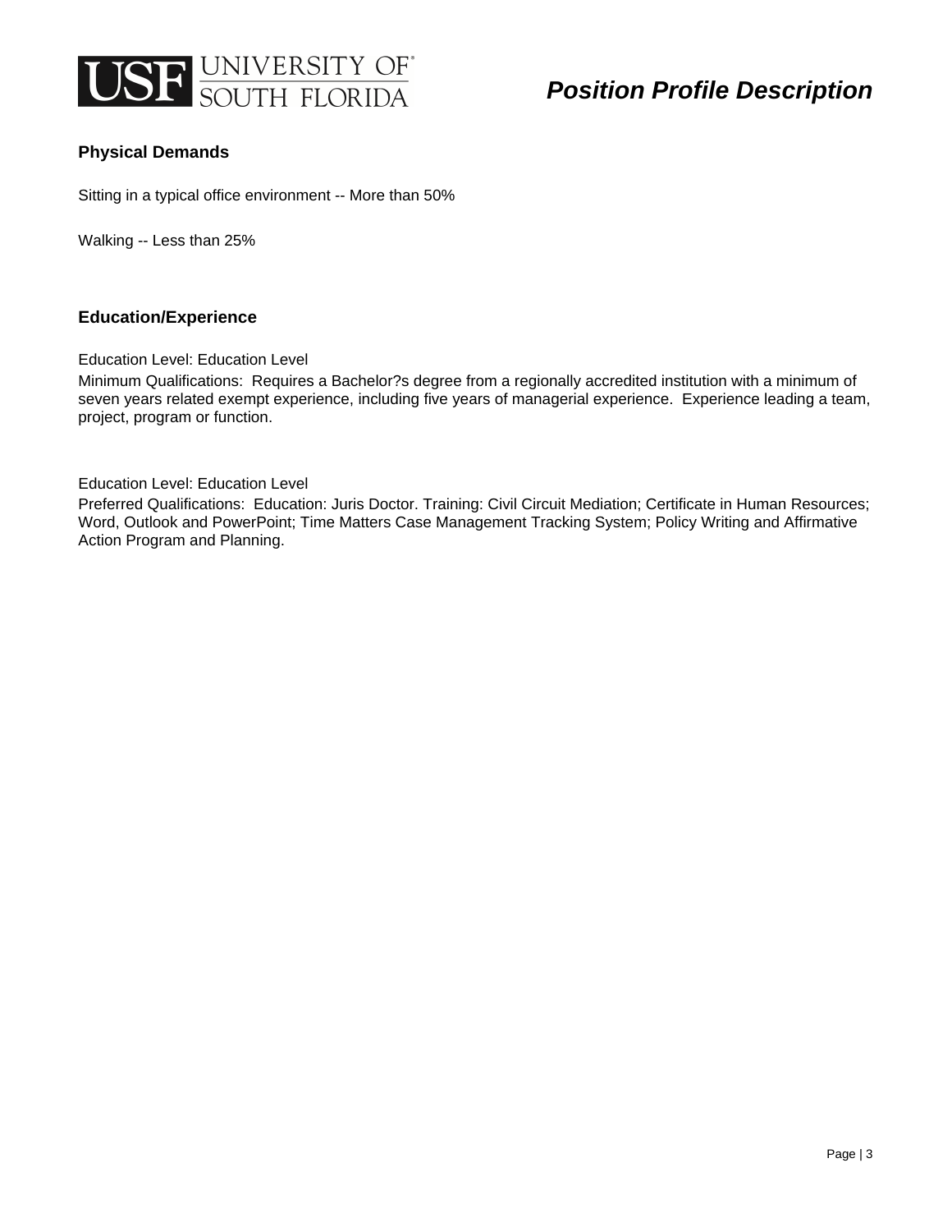## Physical Demands

Sitting in a typical office environment -- More than 50%

Walking -- Less than 25%

## Education/Experience

Education Level: Education Level

Minimum Qualifications: Requires a Bachelor?s degree from a regionally accredited institution with a minimum of seven years related exempt experience, including five years of managerial experience. Experience leading a team, project, program or function.

Education Level: Education Level

Preferred Qualifications: Education: Juris Doctor. Training: Civil Circuit Mediation; Certificate in Human Resources; Word, Outlook and PowerPoint; Time Matters Case Management Tracking System; Policy Writing and Affirmative Action Program and Planning.